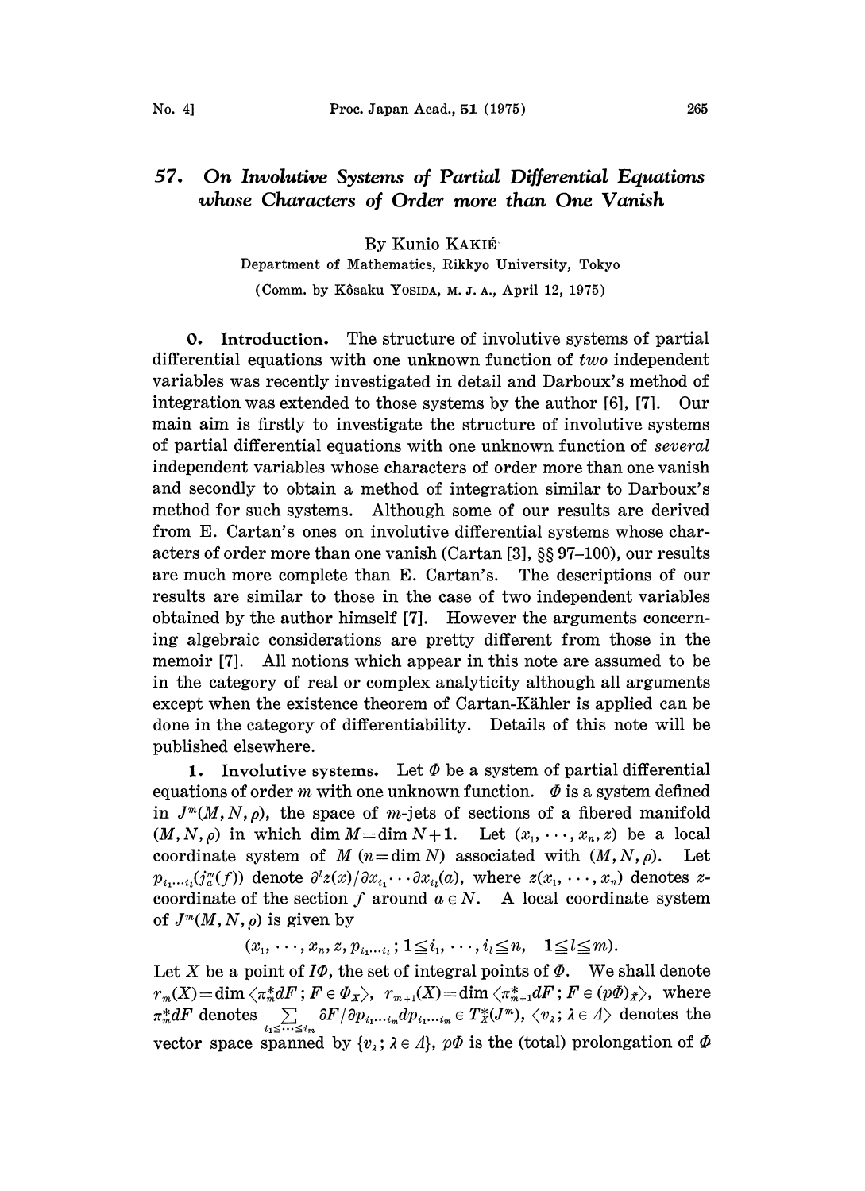# 57. *On Involutive Systems of Partial Differential Equations whose Characters of Order more than One Vanish*

By Kunio KAKIÉ

Department of Mathematics, Rikkyo University, Tokyo

(Comm. by Kôsaku YOSIDA, M. J. A., April 12, 1975)

**0. Introduction.** The structure of involutive systems of partial differential equations with one unknown function of *two* independent variables was recently investigated in detail and Darboux's method of integration was extended to those systems by the author [6], [7]. Our main aim is firstly to investigate the structure of involutive systems of partial differential equations with one unknown function of *several* independent variables whose characters of order more than one vanish and secondly to obtain a method of integration similar to Darboux's method for such systems. Although some of our results are derived from E. Cartan's ones on involutive differential systems whose characters of order more than one vanish (Cartan [3], §§ 97–100), our results are much more complete than E. Cartan's. The descriptions of our results are similar to those in the case of two independent variables obtained by the author himself [7]. However the arguments concerning algebraic considerations are pretty different from those in the memoir [7]. All notions which appear in this note are assumed to be in the category of real or complex analyticity although all arguments except when the existence theorem of Cartan-Kähler is applied can be done in the category of differentiability. Details of this note will be published elsewhere.

**1. Involutive systems.** Let $\Phi$ be a system of partial differential equations of order $m$ with one unknown function. $\Phi$ is a system defined in $J^m(M, N, \rho)$, the space of $m$-jets of sections of a fibered manifold $(M, N, \rho)$ in which $\dim M = \dim N + 1$. Let $(x_1, \cdots, x_n, z)$ be a local coordinate system of $M$ ($n = \dim N$) associated with $(M, N, \rho)$. Let $p_{i_1 \cdots i_l}(j^m_a(f))$ denote $\partial^l z(x)/\partial x_{i_1} \cdots \partial x_{i_l}(a)$, where $z(x_1, \cdots, x_n)$ denotes $z$-coordinate of the section $f$ around $a \in N$. A local coordinate system of $J^m(M, N, \rho)$ is given by

$$(x_1, \cdots, x_n, z, p_{i_1 \cdots i_l};\ 1 \leqq i_1, \cdots, i_l \leqq n, \quad 1 \leqq l \leqq m).$$

Let $X$ be a point of $I\Phi$, the set of integral points of $\Phi$. We shall denote $r_m(X) = \dim \langle \pi^*_m dF;\ F \in \Phi_X \rangle$, $r_{m+1}(X) = \dim \langle \pi^*_{m+1} dF;\ F \in (p\Phi)_{\tilde{X}} \rangle$, where $\pi^*_m dF$ denotes $\sum_{i_1 \leqq \cdots \leqq i_m} \partial F/\partial p_{i_1 \cdots i_m} dp_{i_1 \cdots i_m} \in T^*_X(J^m)$, $\langle v_\lambda;\ \lambda \in \Lambda \rangle$ denotes the vector space spanned by $\{v_\lambda;\ \lambda \in \Lambda\}$, $p\Phi$ is the (total) prolongation of $\Phi$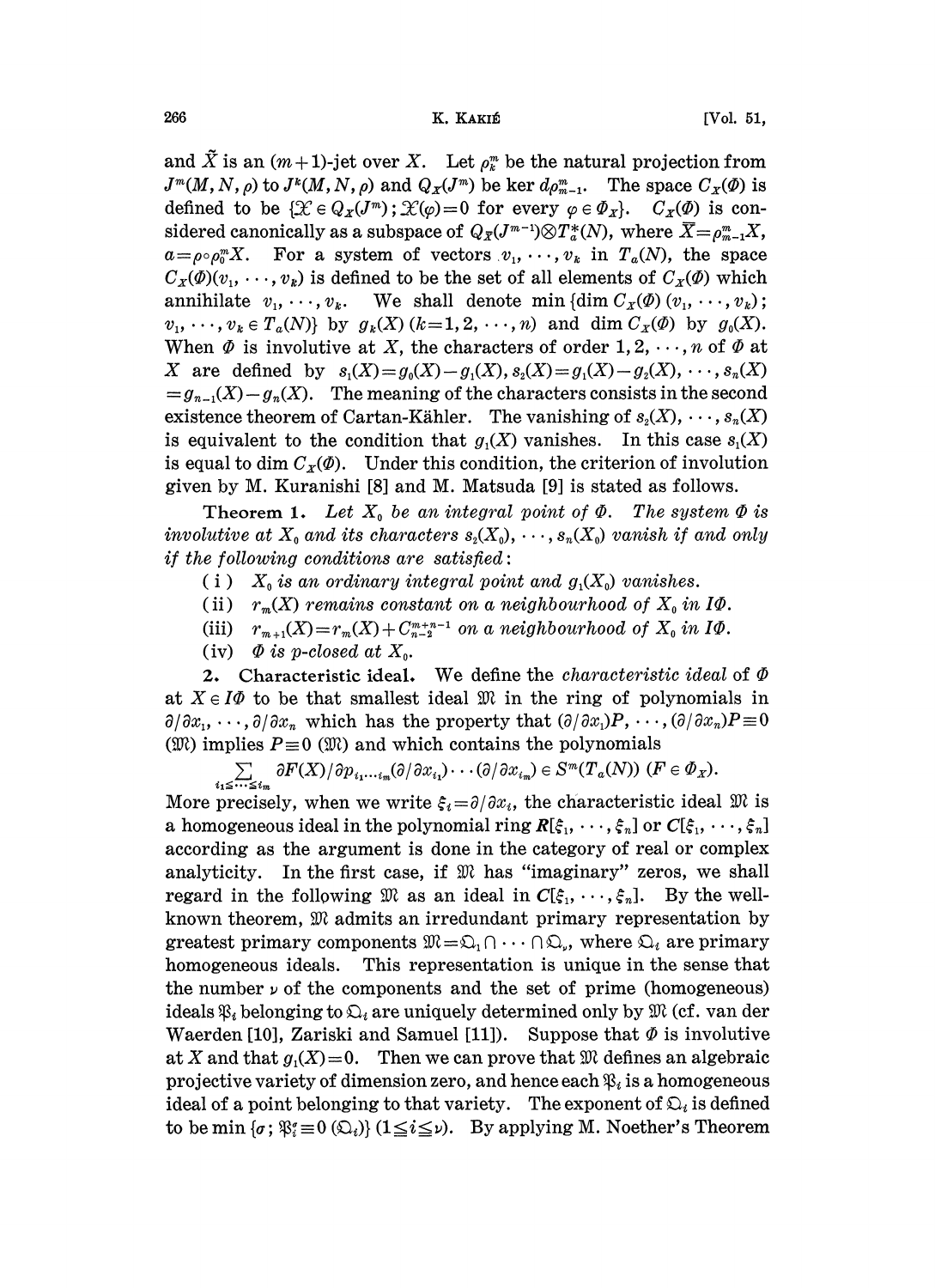and $\tilde{X}$ is an $(m+1)$-jet over $X$. Let $\rho_k^m$ be the natural projection from $J^m(M, N, \rho)$ to $J^k(M, N, \rho)$ and $Q_X(J^m)$ be ker $d\rho_{m-1}^m$. The space $C_X(\Phi)$ is defined to be $\{\mathfrak{X} \in Q_X(J^m); \mathfrak{X}(\varphi)=0$ for every $\varphi \in \Phi_X\}$. $C_X(\Phi)$ is considered canonically as a subspace of $Q_{\bar{X}}(J^{m-1}) \otimes T_a^*(N)$, where $\bar{X}=\rho_{m-1}^m X$, $a=\rho \circ \rho_0^m X$. For a system of vectors $v_1, \cdots, v_k$ in $T_a(N)$, the space $C_X(\Phi)(v_1, \cdots, v_k)$ is defined to be the set of all elements of $C_X(\Phi)$ which annihilate $v_1, \cdots, v_k$. We shall denote min $\{\dim C_X(\Phi)(v_1, \cdots, v_k);$ $v_1, \cdots, v_k \in T_a(N)\}$ by $g_k(X)$ $(k=1, 2, \cdots, n)$ and $\dim C_X(\Phi)$ by $g_0(X)$. When $\Phi$ is involutive at $X$, the characters of order $1, 2, \cdots, n$ of $\Phi$ at $X$ are defined by $s_1(X)=g_0(X)-g_1(X)$, $s_2(X)=g_1(X)-g_2(X), \cdots, s_n(X)$ $=g_{n-1}(X)-g_n(X)$. The meaning of the characters consists in the second existence theorem of Cartan-Kähler. The vanishing of $s_2(X), \cdots, s_n(X)$ is equivalent to the condition that $g_1(X)$ vanishes. In this case $s_1(X)$ is equal to $\dim C_X(\Phi)$. Under this condition, the criterion of involution given by M. Kuranishi [8] and M. Matsuda [9] is stated as follows.

**Theorem 1.** *Let $X_0$ be an integral point of $\Phi$. The system $\Phi$ is involutive at $X_0$ and its characters $s_2(X_0), \cdots, s_n(X_0)$ vanish if and only if the following conditions are satisfied*:

(i) $X_0$ *is an ordinary integral point and* $g_1(X_0)$ *vanishes.*

(ii) $r_m(X)$ *remains constant on a neighbourhood of* $X_0$ *in* $I\Phi$.

(iii) $r_{m+1}(X)=r_m(X)+C_{n-2}^{m+n-1}$ *on a neighbourhood of* $X_0$ *in* $I\Phi$.

(iv) $\Phi$ *is p-closed at* $X_0$.

**2. Characteristic ideal.** We define the *characteristic ideal* of $\Phi$ at $X \in I\Phi$ to be that smallest ideal $\mathfrak{M}$ in the ring of polynomials in $\partial/\partial x_1, \cdots, \partial/\partial x_n$ which has the property that $(\partial/\partial x_1)P, \cdots, (\partial/\partial x_n)P \equiv 0$ $(\mathfrak{M})$ implies $P \equiv 0$ $(\mathfrak{M})$ and which contains the polynomials

$$\sum_{i_1 \leq \cdots \leq i_m} \partial F(X)/\partial p_{i_1 \cdots i_m}(\partial/\partial x_{i_1}) \cdots (\partial/\partial x_{i_m}) \in S^m(T_a(N)) \ (F \in \Phi_X).$$

More precisely, when we write $\xi_i=\partial/\partial x_i$, the characteristic ideal $\mathfrak{M}$ is a homogeneous ideal in the polynomial ring $\boldsymbol{R}[\xi_1, \cdots, \xi_n]$ or $\boldsymbol{C}[\xi_1, \cdots, \xi_n]$ according as the argument is done in the category of real or complex analyticity. In the first case, if $\mathfrak{M}$ has "imaginary" zeros, we shall regard in the following $\mathfrak{M}$ as an ideal in $\boldsymbol{C}[\xi_1, \cdots, \xi_n]$. By the well-known theorem, $\mathfrak{M}$ admits an irredundant primary representation by greatest primary components $\mathfrak{M}=\mathfrak{Q}_1 \cap \cdots \cap \mathfrak{Q}_\nu$, where $\mathfrak{Q}_i$ are primary homogeneous ideals. This representation is unique in the sense that the number $\nu$ of the components and the set of prime (homogeneous) ideals $\mathfrak{P}_i$ belonging to $\mathfrak{Q}_i$ are uniquely determined only by $\mathfrak{M}$ (cf. van der Waerden [10], Zariski and Samuel [11]). Suppose that $\Phi$ is involutive at $X$ and that $g_1(X)=0$. Then we can prove that $\mathfrak{M}$ defines an algebraic projective variety of dimension zero, and hence each $\mathfrak{P}_i$ is a homogeneous ideal of a point belonging to that variety. The exponent of $\mathfrak{Q}_i$ is defined to be min $\{\sigma; \mathfrak{P}_i^\sigma \equiv 0 \ (\mathfrak{Q}_i)\}$ $(1 \leq i \leq \nu)$. By applying M. Noether's Theorem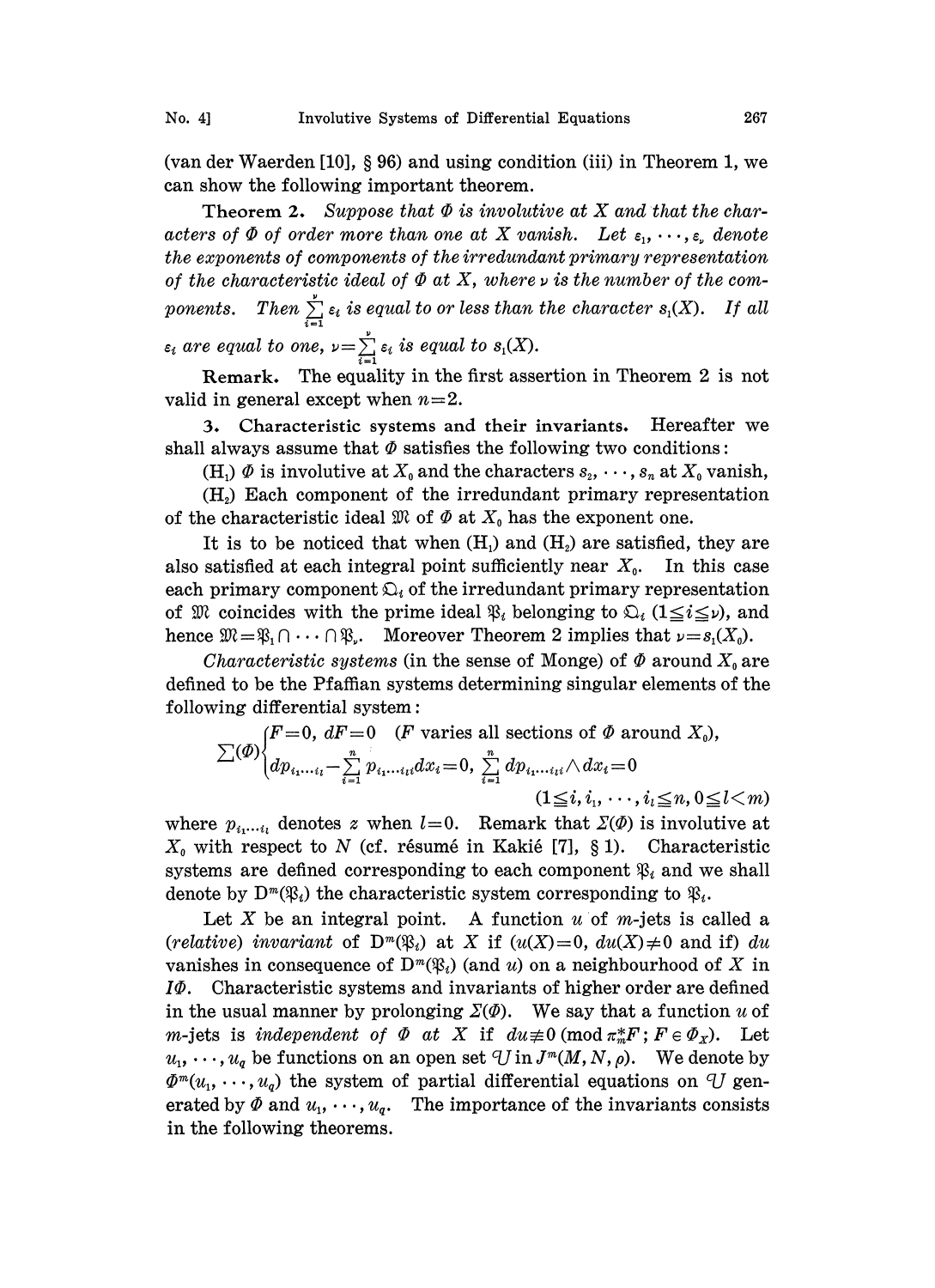(van der Waerden [10], § 96) and using condition (iii) in Theorem 1, we can show the following important theorem.

**Theorem 2.** *Suppose that $\Phi$ is involutive at $X$ and that the characters of $\Phi$ of order more than one at $X$ vanish. Let $\varepsilon_1, \cdots, \varepsilon_\nu$ denote the exponents of components of the irredundant primary representation of the characteristic ideal of $\Phi$ at $X$, where $\nu$ is the number of the components. Then $\sum_{i=1}^{\nu} \varepsilon_i$ is equal to or less than the character $s_1(X)$. If all $\varepsilon_i$ are equal to one, $\nu = \sum_{i=1}^{\nu} \varepsilon_i$ is equal to $s_1(X)$.*

**Remark.** The equality in the first assertion in Theorem 2 is not valid in general except when $n=2$.

**3. Characteristic systems and their invariants.** Hereafter we shall always assume that $\Phi$ satisfies the following two conditions:

($H_1$) $\Phi$ is involutive at $X_0$ and the characters $s_2, \cdots, s_n$ at $X_0$ vanish,

($H_2$) Each component of the irredundant primary representation of the characteristic ideal $\mathfrak{M}$ of $\Phi$ at $X_0$ has the exponent one.

It is to be noticed that when ($H_1$) and ($H_2$) are satisfied, they are also satisfied at each integral point sufficiently near $X_0$. In this case each primary component $\mathfrak{Q}_i$ of the irredundant primary representation of $\mathfrak{M}$ coincides with the prime ideal $\mathfrak{P}_i$ belonging to $\mathfrak{Q}_i$ ($1 \leqq i \leqq \nu$), and hence $\mathfrak{M} = \mathfrak{P}_1 \cap \cdots \cap \mathfrak{P}_\nu$. Moreover Theorem 2 implies that $\nu = s_1(X_0)$.

*Characteristic systems* (in the sense of Monge) of $\Phi$ around $X_0$ are defined to be the Pfaffian systems determining singular elements of the following differential system:

$$\sum(\Phi) \begin{cases} F=0,\ dF=0 \quad (F \text{ varies all sections of } \Phi \text{ around } X_0), \\ dp_{i_1\cdots i_l} - \sum_{i=1}^{n} p_{i_1\cdots i_l i} dx_i = 0,\ \sum_{i=1}^{n} dp_{i_1\cdots i_l i} \wedge dx_i = 0 \\ \qquad\qquad\qquad\qquad (1 \leqq i, i_1, \cdots, i_l \leqq n,\ 0 \leqq l < m) \end{cases}$$

where $p_{i_1\cdots i_l}$ denotes $z$ when $l=0$. Remark that $\Sigma(\Phi)$ is involutive at $X_0$ with respect to $N$ (cf. résumé in Kakié [7], § 1). Characteristic systems are defined corresponding to each component $\mathfrak{P}_i$ and we shall denote by $\mathrm{D}^m(\mathfrak{P}_i)$ the characteristic system corresponding to $\mathfrak{P}_i$.

Let $X$ be an integral point. A function $u$ of $m$-jets is called a *(relative) invariant* of $\mathrm{D}^m(\mathfrak{P}_i)$ at $X$ if ($u(X)=0$, $du(X)\neq 0$ and if) $du$ vanishes in consequence of $\mathrm{D}^m(\mathfrak{P}_i)$ (and $u$) on a neighbourhood of $X$ in $I\Phi$. Characteristic systems and invariants of higher order are defined in the usual manner by prolonging $\Sigma(\Phi)$. We say that a function $u$ of $m$-jets is *independent of $\Phi$ at $X$* if $du \not\equiv 0 \pmod{\pi_m^* F;\ F \in \Phi_X}$. Let $u_1, \cdots, u_q$ be functions on an open set $\mathcal{U}$ in $J^m(M, N, \rho)$. We denote by $\Phi^m(u_1, \cdots, u_q)$ the system of partial differential equations on $\mathcal{U}$ generated by $\Phi$ and $u_1, \cdots, u_q$. The importance of the invariants consists in the following theorems.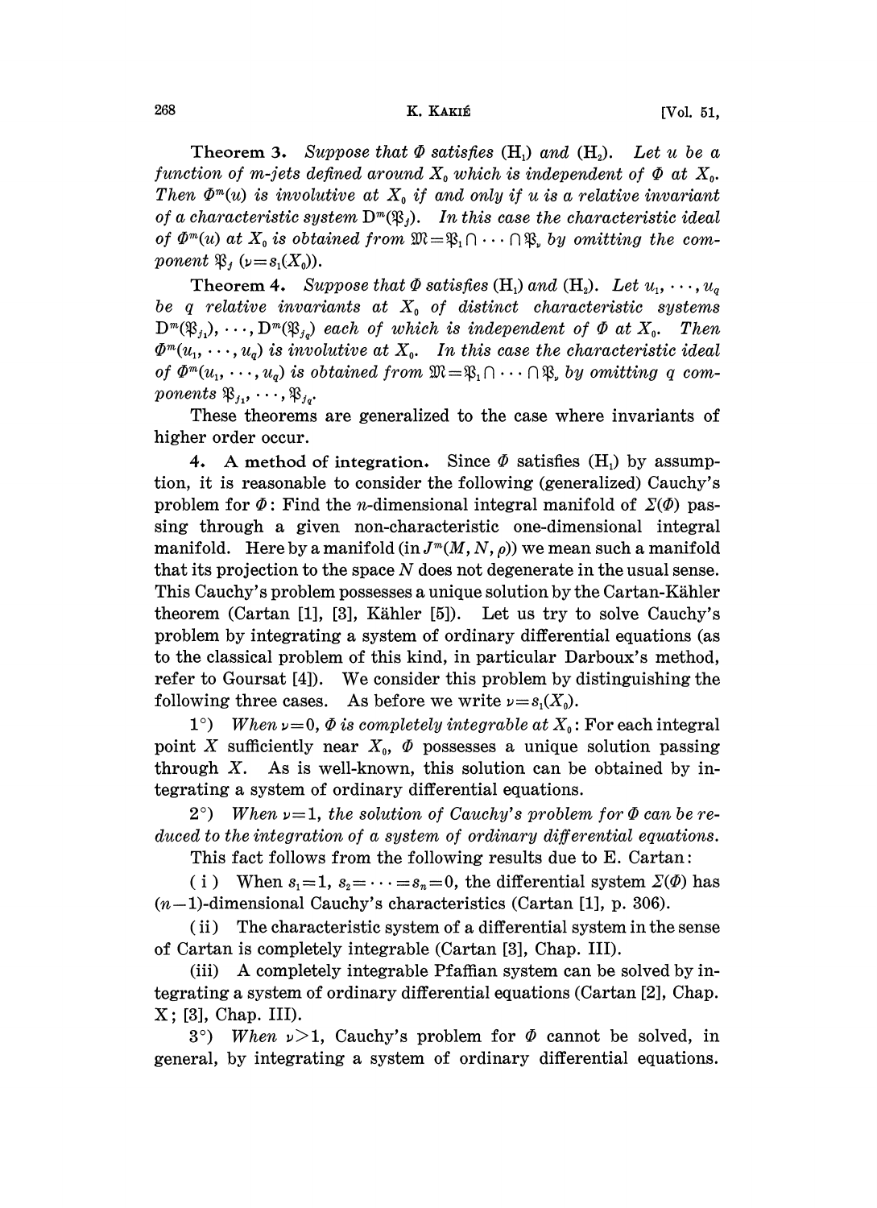**Theorem 3.** *Suppose that $\Phi$ satisfies* $(\mathrm{H}_1)$ *and* $(\mathrm{H}_2)$. *Let $u$ be a function of $m$-jets defined around $X_0$ which is independent of $\Phi$ at $X_0$. Then $\Phi^m(u)$ is involutive at $X_0$ if and only if $u$ is a relative invariant of a characteristic system $\mathrm{D}^m(\mathfrak{P}_j)$. In this case the characteristic ideal of $\Phi^m(u)$ at $X_0$ is obtained from $\mathfrak{M}=\mathfrak{P}_1 \cap \cdots \cap \mathfrak{P}_\nu$ by omitting the component $\mathfrak{P}_j$ ($\nu=s_1(X_0)$).*

**Theorem 4.** *Suppose that $\Phi$ satisfies* $(\mathrm{H}_1)$ *and* $(\mathrm{H}_2)$. *Let $u_1, \cdots, u_q$ be $q$ relative invariants at $X_0$ of distinct characteristic systems $\mathrm{D}^m(\mathfrak{P}_{j_1}), \cdots, \mathrm{D}^m(\mathfrak{P}_{j_q})$ each of which is independent of $\Phi$ at $X_0$. Then $\Phi^m(u_1, \cdots, u_q)$ is involutive at $X_0$. In this case the characteristic ideal of $\Phi^m(u_1, \cdots, u_q)$ is obtained from $\mathfrak{M}=\mathfrak{P}_1 \cap \cdots \cap \mathfrak{P}_\nu$ by omitting $q$ components $\mathfrak{P}_{j_1}, \cdots, \mathfrak{P}_{j_q}$.*

These theorems are generalized to the case where invariants of higher order occur.

**4. A method of integration.** Since $\Phi$ satisfies $(\mathrm{H}_1)$ by assumption, it is reasonable to consider the following (generalized) Cauchy's problem for $\Phi$: Find the $n$-dimensional integral manifold of $\Sigma(\Phi)$ passing through a given non-characteristic one-dimensional integral manifold. Here by a manifold (in $J^m(M, N, \rho)$) we mean such a manifold that its projection to the space $N$ does not degenerate in the usual sense. This Cauchy's problem possesses a unique solution by the Cartan-Kähler theorem (Cartan [1], [3], Kähler [5]). Let us try to solve Cauchy's problem by integrating a system of ordinary differential equations (as to the classical problem of this kind, in particular Darboux's method, refer to Goursat [4]). We consider this problem by distinguishing the following three cases. As before we write $\nu=s_1(X_0)$.

1°) *When $\nu=0$, $\Phi$ is completely integrable at $X_0$*: For each integral point $X$ sufficiently near $X_0$, $\Phi$ possesses a unique solution passing through $X$. As is well-known, this solution can be obtained by integrating a system of ordinary differential equations.

2°) *When $\nu=1$, the solution of Cauchy's problem for $\Phi$ can be reduced to the integration of a system of ordinary differential equations.*

This fact follows from the following results due to E. Cartan:

(i) When $s_1=1$, $s_2=\cdots=s_n=0$, the differential system $\Sigma(\Phi)$ has $(n-1)$-dimensional Cauchy's characteristics (Cartan [1], p. 306).

(ii) The characteristic system of a differential system in the sense of Cartan is completely integrable (Cartan [3], Chap. III).

(iii) A completely integrable Pfaffian system can be solved by integrating a system of ordinary differential equations (Cartan [2], Chap. X; [3], Chap. III).

3°) *When $\nu>1$*, Cauchy's problem for $\Phi$ cannot be solved, in general, by integrating a system of ordinary differential equations.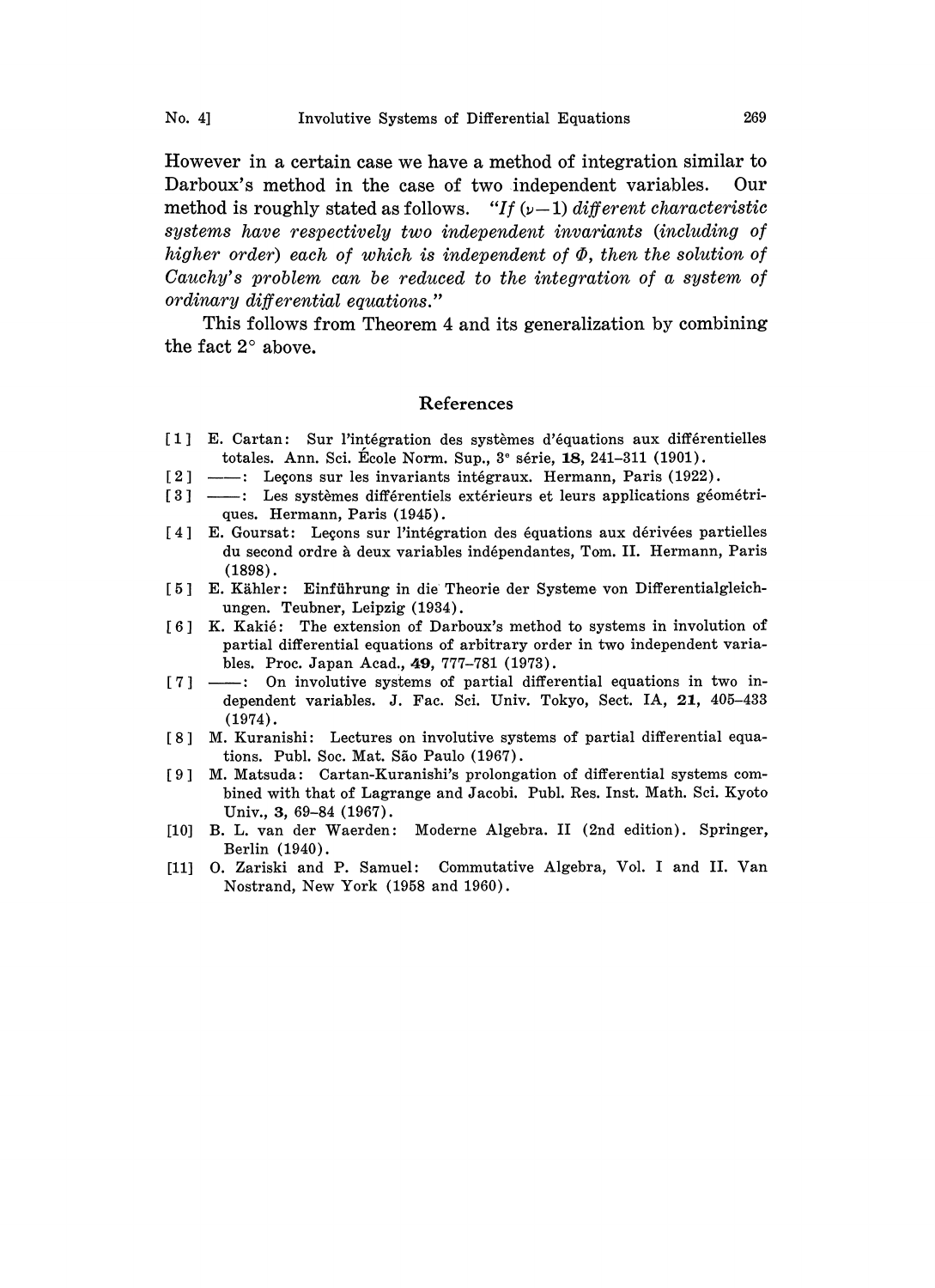However in a certain case we have a method of integration similar to Darboux's method in the case of two independent variables. Our method is roughly stated as follows. "*If* $(\nu-1)$ *different characteristic systems have respectively two independent invariants (including of higher order) each of which is independent of* $\Phi$, *then the solution of Cauchy's problem can be reduced to the integration of a system of ordinary differential equations.*"

This follows from Theorem 4 and its generalization by combining the fact 2° above.

## References

[1] E. Cartan: Sur l'intégration des systèmes d'équations aux différentielles totales. Ann. Sci. École Norm. Sup., 3e série, **18**, 241–311 (1901).

[2] ——: Leçons sur les invariants intégraux. Hermann, Paris (1922).

[3] ——: Les systèmes différentiels extérieurs et leurs applications géométriques. Hermann, Paris (1945).

[4] E. Goursat: Leçons sur l'intégration des équations aux dérivées partielles du second ordre à deux variables indépendantes, Tom. II. Hermann, Paris (1898).

[5] E. Kähler: Einführung in die Theorie der Systeme von Differentialgleichungen. Teubner, Leipzig (1934).

[6] K. Kakié: The extension of Darboux's method to systems in involution of partial differential equations of arbitrary order in two independent variables. Proc. Japan Acad., **49**, 777–781 (1973).

[7] ——: On involutive systems of partial differential equations in two independent variables. J. Fac. Sci. Univ. Tokyo, Sect. IA, **21**, 405–433 (1974).

[8] M. Kuranishi: Lectures on involutive systems of partial differential equations. Publ. Soc. Mat. São Paulo (1967).

[9] M. Matsuda: Cartan-Kuranishi's prolongation of differential systems combined with that of Lagrange and Jacobi. Publ. Res. Inst. Math. Sci. Kyoto Univ., **3**, 69–84 (1967).

[10] B. L. van der Waerden: Moderne Algebra. II (2nd edition). Springer, Berlin (1940).

[11] O. Zariski and P. Samuel: Commutative Algebra, Vol. I and II. Van Nostrand, New York (1958 and 1960).